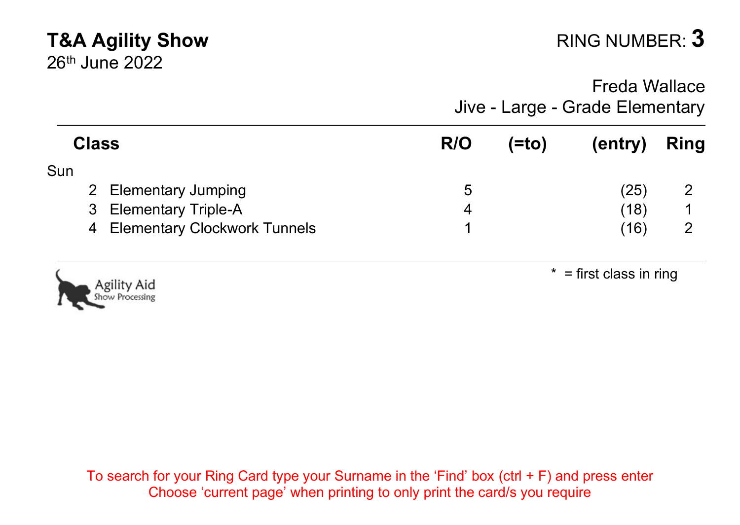# T&A Agility Show

26th June 2022

RING NUMBER: **3**

Freda Wallace

Jive - Large - Grade Elementary

| Class | | R/O | (=to) | (entry) | Ring |
|---|---|---|---|---|---|
| Sun | | | | | |
| 2 | Elementary Jumping | 5 | | (25) | 2 |
| 3 | Elementary Triple-A | 4 | | (18) | 1 |
| 4 | Elementary Clockwork Tunnels | 1 | | (16) | 2 |

Agility Aid Show Processing

\* = first class in ring

To search for your Ring Card type your Surname in the 'Find' box (ctrl + F) and press enter
Choose 'current page' when printing to only print the card/s you require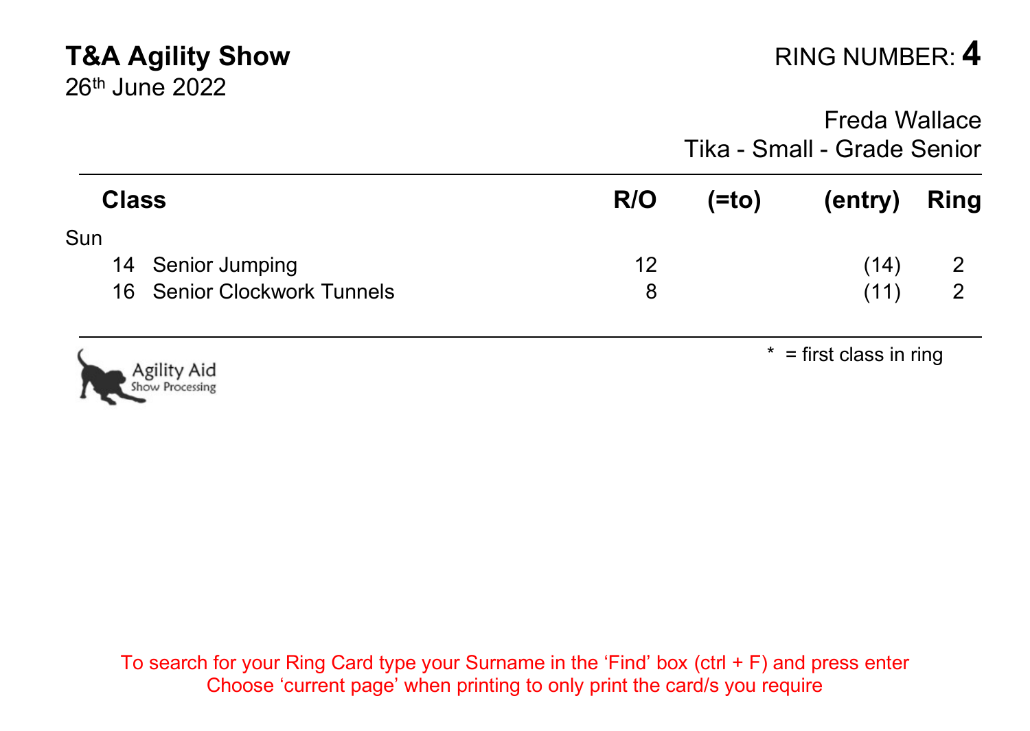**T&A Agility Show**
26th June 2022

RING NUMBER: **4**

Freda Wallace
Tika - Small - Grade Senior

| Class | | R/O | (=to) | (entry) | Ring |
|---|---|---|---|---|---|
| Sun | | | | | |
| 14 | Senior Jumping | 12 | | (14) | 2 |
| 16 | Senior Clockwork Tunnels | 8 | | (11) | 2 |

Agility Aid
Show Processing

* = first class in ring

To search for your Ring Card type your Surname in the 'Find' box (ctrl + F) and press enter
Choose 'current page' when printing to only print the card/s you require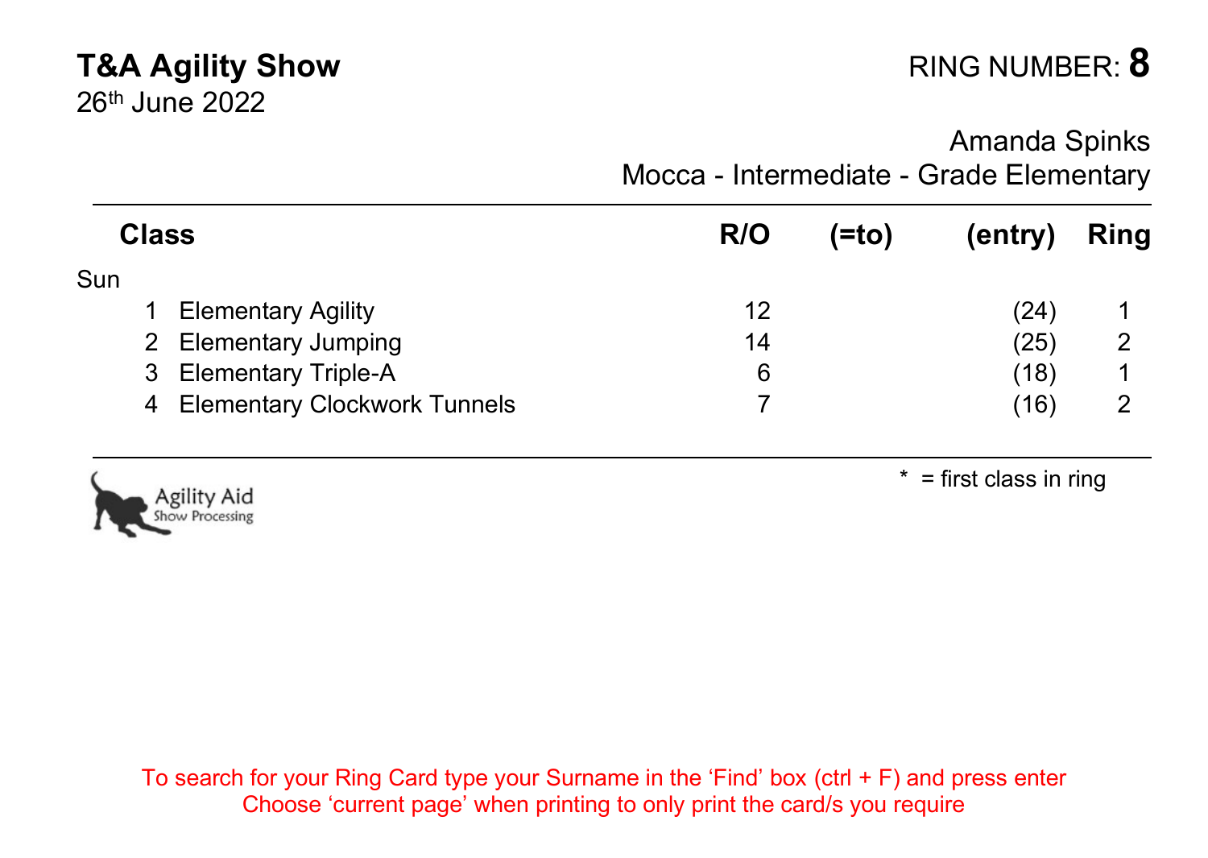**T&A Agility Show**
26th June 2022

RING NUMBER: **8**

Amanda Spinks
Mocca - Intermediate - Grade Elementary

| | Class | R/O | (=to) | (entry) | Ring |
|---|---|---|---|---|---|
| Sun | | | | | |
| 1 | Elementary Agility | 12 | | (24) | 1 |
| 2 | Elementary Jumping | 14 | | (25) | 2 |
| 3 | Elementary Triple-A | 6 | | (18) | 1 |
| 4 | Elementary Clockwork Tunnels | 7 | | (16) | 2 |

Agility Aid Show Processing

* = first class in ring

To search for your Ring Card type your Surname in the 'Find' box (ctrl + F) and press enter
Choose 'current page' when printing to only print the card/s you require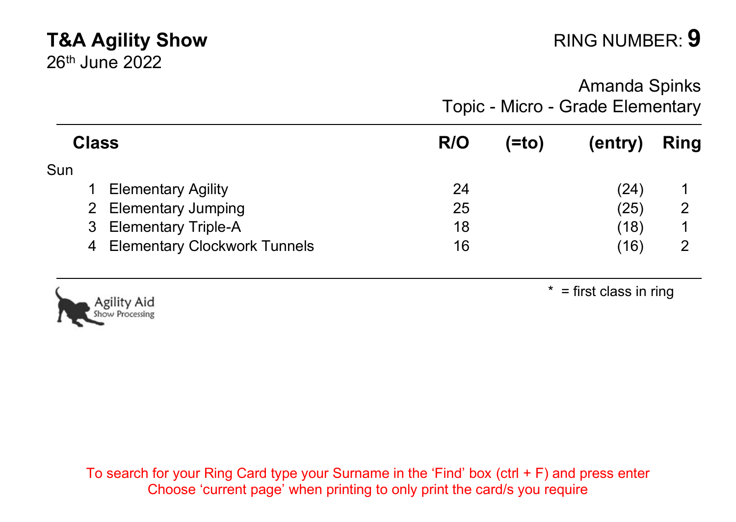**T&A Agility Show**
26th June 2022

RING NUMBER: **9**

Amanda Spinks
Topic - Micro - Grade Elementary

| | **Class** | **R/O** | **(=to)** | **(entry)** | **Ring** |
|---|---|---|---|---|---|
| Sun | | | | | |
| 1 | Elementary Agility | 24 | | (24) | 1 |
| 2 | Elementary Jumping | 25 | | (25) | 2 |
| 3 | Elementary Triple-A | 18 | | (18) | 1 |
| 4 | Elementary Clockwork Tunnels | 16 | | (16) | 2 |

Agility Aid Show Processing

\* = first class in ring

To search for your Ring Card type your Surname in the 'Find' box (ctrl + F) and press enter
Choose 'current page' when printing to only print the card/s you require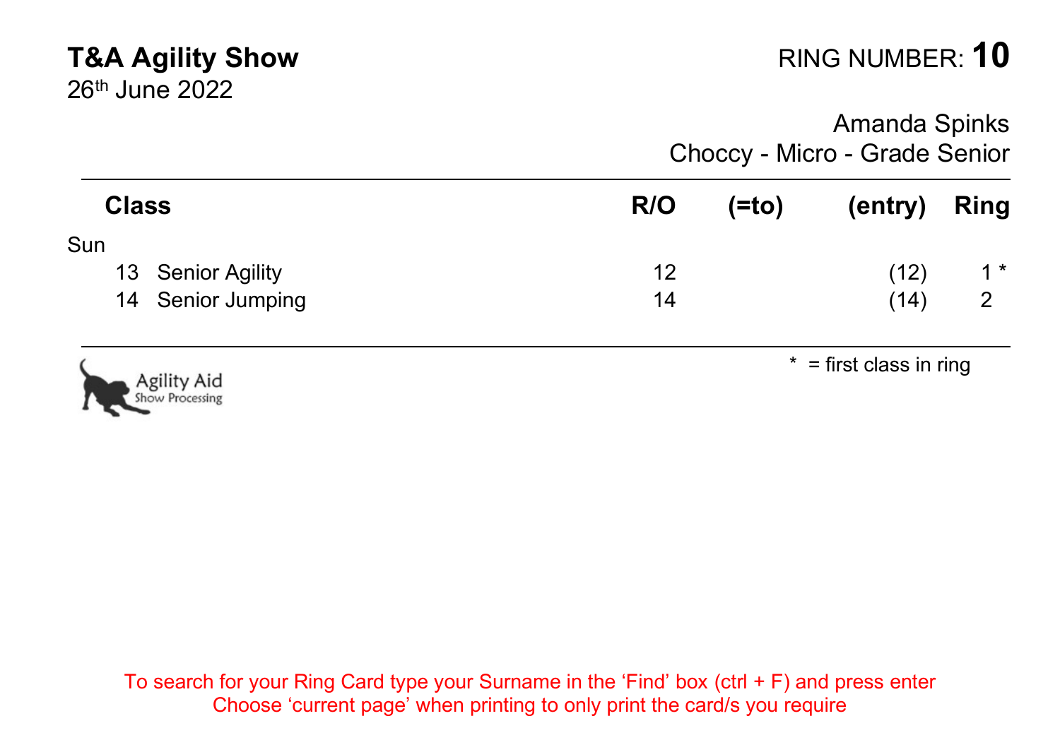**T&A Agility Show**
26th June 2022

RING NUMBER: **10**

Amanda Spinks
Choccy - Micro - Grade Senior

| Class | R/O | (=to) | (entry) | Ring |
|---|---|---|---|---|
| Sun | | | | |
| 13 Senior Agility | 12 | | (12) | 1 * |
| 14 Senior Jumping | 14 | | (14) | 2 |

* = first class in ring

Agility Aid
Show Processing

To search for your Ring Card type your Surname in the 'Find' box (ctrl + F) and press enter
Choose 'current page' when printing to only print the card/s you require